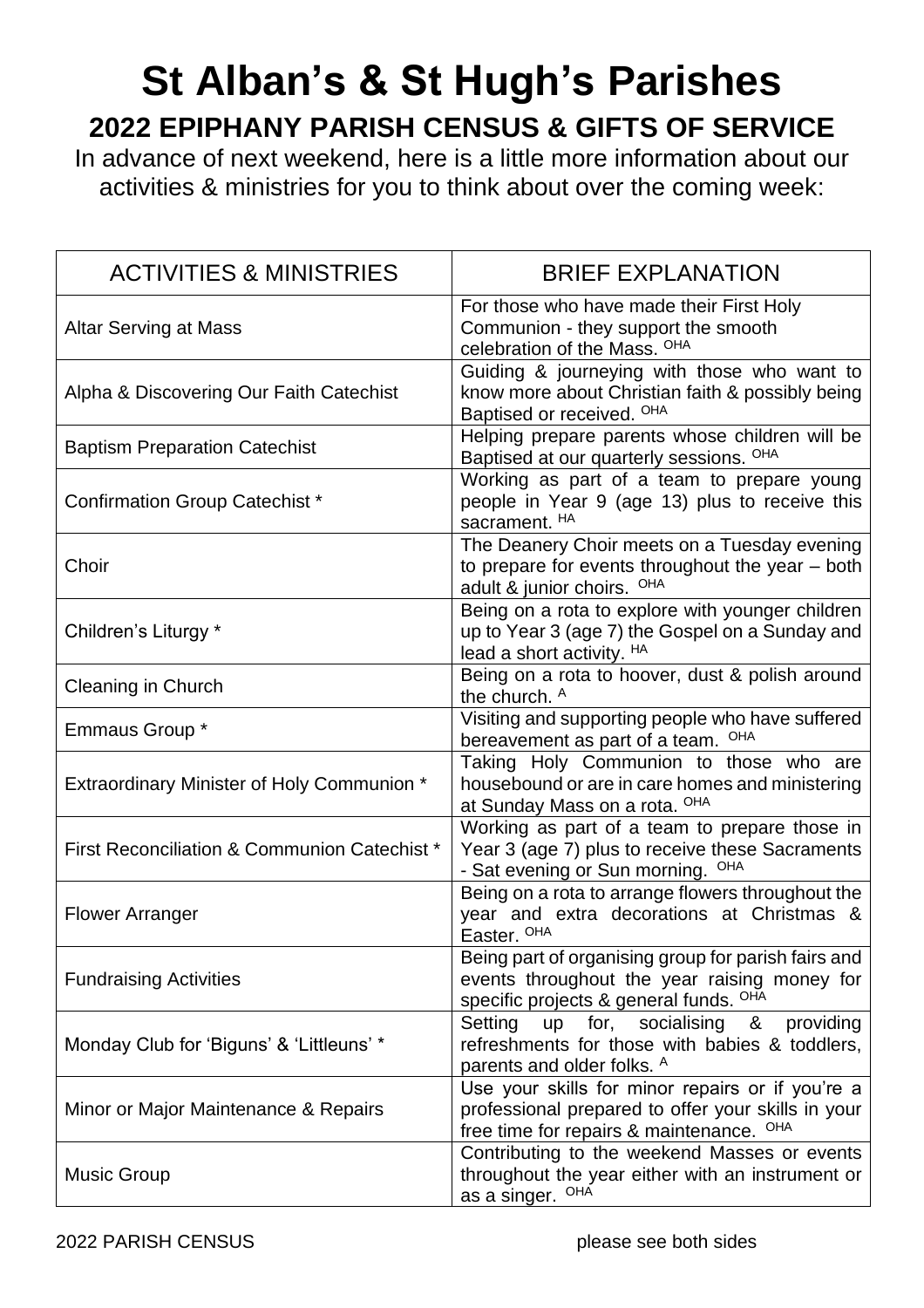# St Alban's & St Hugh's Parishes

## 2022 EPIPHANY PARISH CENSUS & GIFTS OF SERVICE

In advance of next weekend, here is a little more information about our activities & ministries for you to think about over the coming week:

| ACTIVITIES & MINISTRIES | BRIEF EXPLANATION |
|---|---|
| Altar Serving at Mass | For those who have made their First Holy Communion - they support the smooth celebration of the Mass. [OHA] |
| Alpha & Discovering Our Faith Catechist | Guiding & journeying with those who want to know more about Christian faith & possibly being Baptised or received. [OHA] |
| Baptism Preparation Catechist | Helping prepare parents whose children will be Baptised at our quarterly sessions. [OHA] |
| Confirmation Group Catechist * | Working as part of a team to prepare young people in Year 9 (age 13) plus to receive this sacrament. [HA] |
| Choir | The Deanery Choir meets on a Tuesday evening to prepare for events throughout the year – both adult & junior choirs. [OHA] |
| Children's Liturgy * | Being on a rota to explore with younger children up to Year 3 (age 7) the Gospel on a Sunday and lead a short activity. [HA] |
| Cleaning in Church | Being on a rota to hoover, dust & polish around the church. [A] |
| Emmaus Group * | Visiting and supporting people who have suffered bereavement as part of a team. [OHA] |
| Extraordinary Minister of Holy Communion * | Taking Holy Communion to those who are housebound or are in care homes and ministering at Sunday Mass on a rota. [OHA] |
| First Reconciliation & Communion Catechist * | Working as part of a team to prepare those in Year 3 (age 7) plus to receive these Sacraments - Sat evening or Sun morning. [OHA] |
| Flower Arranger | Being on a rota to arrange flowers throughout the year and extra decorations at Christmas & Easter. [OHA] |
| Fundraising Activities | Being part of organising group for parish fairs and events throughout the year raising money for specific projects & general funds. [OHA] |
| Monday Club for 'Biguns' & 'Littleuns' * | Setting up for, socialising & providing refreshments for those with babies & toddlers, parents and older folks. [A] |
| Minor or Major Maintenance & Repairs | Use your skills for minor repairs or if you're a professional prepared to offer your skills in your free time for repairs & maintenance. [OHA] |
| Music Group | Contributing to the weekend Masses or events throughout the year either with an instrument or as a singer. [OHA] |

2022 PARISH CENSUS please see both sides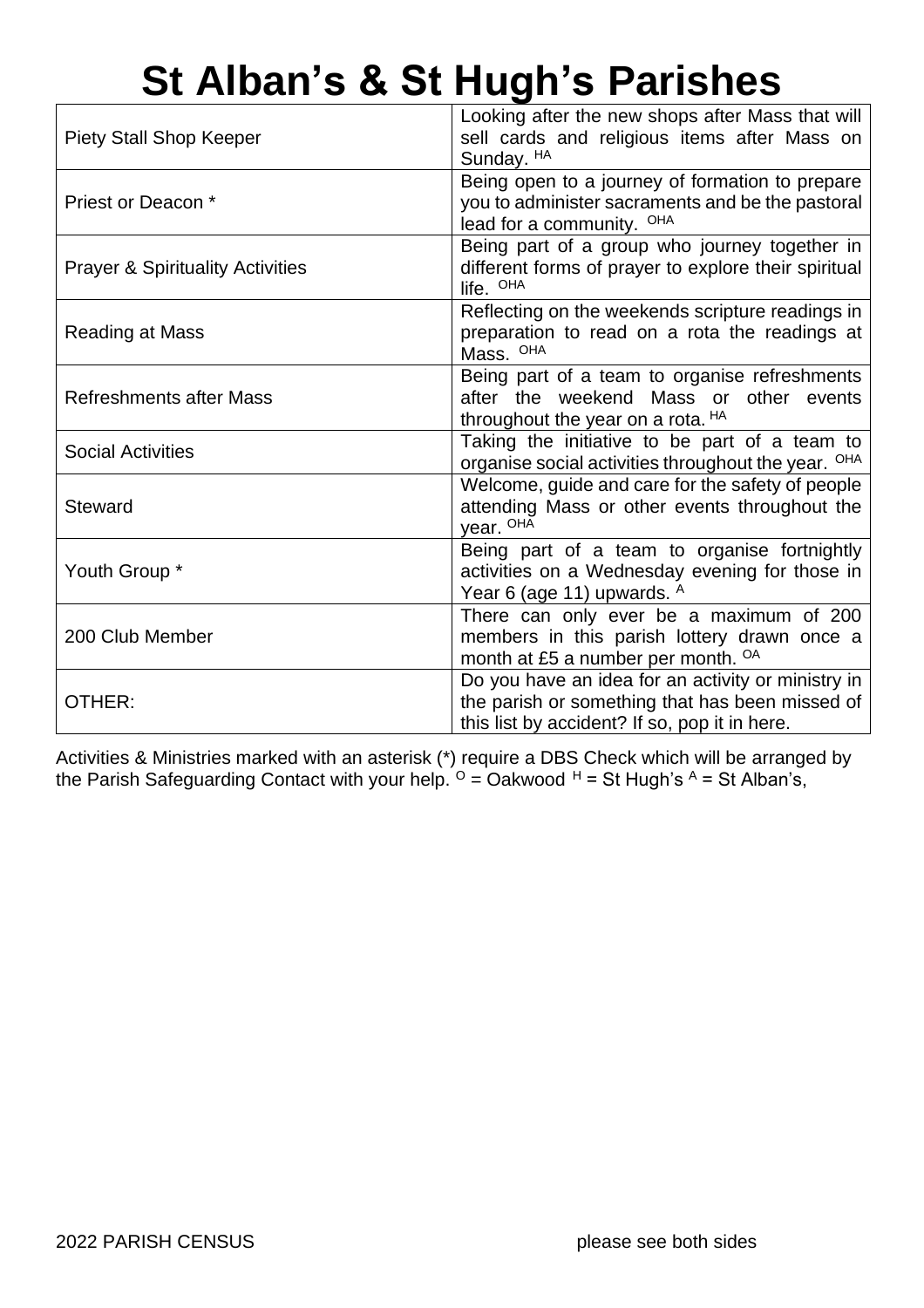# St Alban's & St Hugh's Parishes

| | |
|---|---|
| Piety Stall Shop Keeper | Looking after the new shops after Mass that will sell cards and religious items after Mass on Sunday. [HA] |
| Priest or Deacon * | Being open to a journey of formation to prepare you to administer sacraments and be the pastoral lead for a community. [OHA] |
| Prayer & Spirituality Activities | Being part of a group who journey together in different forms of prayer to explore their spiritual life. [OHA] |
| Reading at Mass | Reflecting on the weekends scripture readings in preparation to read on a rota the readings at Mass. [OHA] |
| Refreshments after Mass | Being part of a team to organise refreshments after the weekend Mass or other events throughout the year on a rota. [HA] |
| Social Activities | Taking the initiative to be part of a team to organise social activities throughout the year. [OHA] |
| Steward | Welcome, guide and care for the safety of people attending Mass or other events throughout the year. [OHA] |
| Youth Group * | Being part of a team to organise fortnightly activities on a Wednesday evening for those in Year 6 (age 11) upwards. [A] |
| 200 Club Member | There can only ever be a maximum of 200 members in this parish lottery drawn once a month at £5 a number per month. [OA] |
| OTHER: | Do you have an idea for an activity or ministry in the parish or something that has been missed of this list by accident? If so, pop it in here. |

Activities & Ministries marked with an asterisk (*) require a DBS Check which will be arranged by the Parish Safeguarding Contact with your help. [O] = Oakwood [H] = St Hugh's [A] = St Alban's,

2022 PARISH CENSUS please see both sides